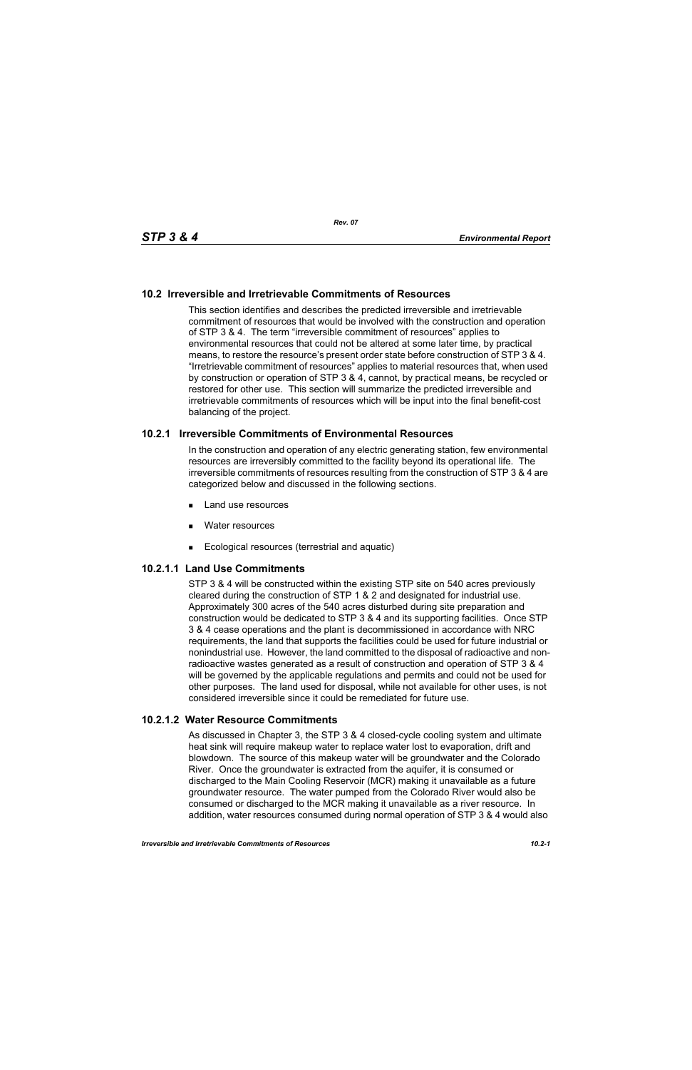## 10.2 Irreversible and Irretrievable Commitments of Resources

This section identifies and describes the predicted irreversible and irretrievable commitment of resources that would be involved with the construction and operation of STP 3 & 4. The term "irreversible commitment of resources" applies to environmental resources that could not be altered at some later time, by practical means, to restore the resource's present order state before construction of STP 3 & 4. "Irretrievable commitment of resources" applies to material resources that, when used by construction or operation of STP 3 & 4, cannot, by practical means, be recycled or restored for other use. This section will summarize the predicted irreversible and irretrievable commitments of resources which will be input into the final benefit-cost balancing of the project.

### 10.2.1 Irreversible Commitments of Environmental Resources

In the construction and operation of any electric generating station, few environmental resources are irreversibly committed to the facility beyond its operational life. The irreversible commitments of resources resulting from the construction of STP 3 & 4 are categorized below and discussed in the following sections.

- Land use resources
- Water resources
- Ecological resources (terrestrial and aquatic)

#### 10.2.1.1 Land Use Commitments

STP 3 & 4 will be constructed within the existing STP site on 540 acres previously cleared during the construction of STP 1 & 2 and designated for industrial use. Approximately 300 acres of the 540 acres disturbed during site preparation and construction would be dedicated to STP 3 & 4 and its supporting facilities. Once STP 3 & 4 cease operations and the plant is decommissioned in accordance with NRC requirements, the land that supports the facilities could be used for future industrial or nonindustrial use. However, the land committed to the disposal of radioactive and non-radioactive wastes generated as a result of construction and operation of STP 3 & 4 will be governed by the applicable regulations and permits and could not be used for other purposes. The land used for disposal, while not available for other uses, is not considered irreversible since it could be remediated for future use.

#### 10.2.1.2 Water Resource Commitments

As discussed in Chapter 3, the STP 3 & 4 closed-cycle cooling system and ultimate heat sink will require makeup water to replace water lost to evaporation, drift and blowdown. The source of this makeup water will be groundwater and the Colorado River. Once the groundwater is extracted from the aquifer, it is consumed or discharged to the Main Cooling Reservoir (MCR) making it unavailable as a future groundwater resource. The water pumped from the Colorado River would also be consumed or discharged to the MCR making it unavailable as a river resource. In addition, water resources consumed during normal operation of STP 3 & 4 would also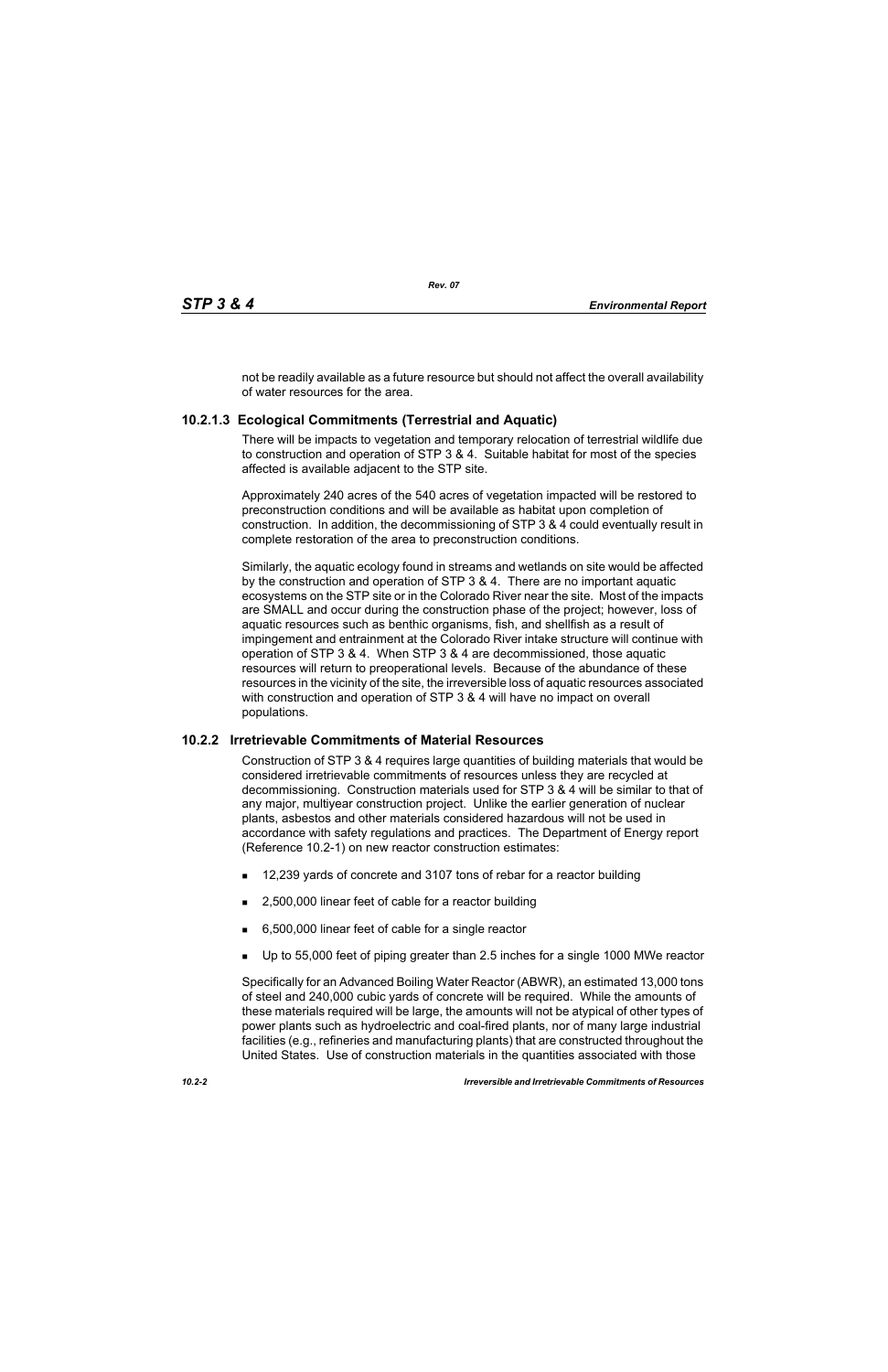not be readily available as a future resource but should not affect the overall availability of water resources for the area.

#### 10.2.1.3 Ecological Commitments (Terrestrial and Aquatic)

There will be impacts to vegetation and temporary relocation of terrestrial wildlife due to construction and operation of STP 3 & 4. Suitable habitat for most of the species affected is available adjacent to the STP site.

Approximately 240 acres of the 540 acres of vegetation impacted will be restored to preconstruction conditions and will be available as habitat upon completion of construction. In addition, the decommissioning of STP 3 & 4 could eventually result in complete restoration of the area to preconstruction conditions.

Similarly, the aquatic ecology found in streams and wetlands on site would be affected by the construction and operation of STP 3 & 4. There are no important aquatic ecosystems on the STP site or in the Colorado River near the site. Most of the impacts are SMALL and occur during the construction phase of the project; however, loss of aquatic resources such as benthic organisms, fish, and shellfish as a result of impingement and entrainment at the Colorado River intake structure will continue with operation of STP 3 & 4. When STP 3 & 4 are decommissioned, those aquatic resources will return to preoperational levels. Because of the abundance of these resources in the vicinity of the site, the irreversible loss of aquatic resources associated with construction and operation of STP 3 & 4 will have no impact on overall populations.

### 10.2.2 Irretrievable Commitments of Material Resources

Construction of STP 3 & 4 requires large quantities of building materials that would be considered irretrievable commitments of resources unless they are recycled at decommissioning. Construction materials used for STP 3 & 4 will be similar to that of any major, multiyear construction project. Unlike the earlier generation of nuclear plants, asbestos and other materials considered hazardous will not be used in accordance with safety regulations and practices. The Department of Energy report (Reference 10.2-1) on new reactor construction estimates:

- 12,239 yards of concrete and 3107 tons of rebar for a reactor building
- 2,500,000 linear feet of cable for a reactor building
- 6,500,000 linear feet of cable for a single reactor
- Up to 55,000 feet of piping greater than 2.5 inches for a single 1000 MWe reactor

Specifically for an Advanced Boiling Water Reactor (ABWR), an estimated 13,000 tons of steel and 240,000 cubic yards of concrete will be required. While the amounts of these materials required will be large, the amounts will not be atypical of other types of power plants such as hydroelectric and coal-fired plants, nor of many large industrial facilities (e.g., refineries and manufacturing plants) that are constructed throughout the United States. Use of construction materials in the quantities associated with those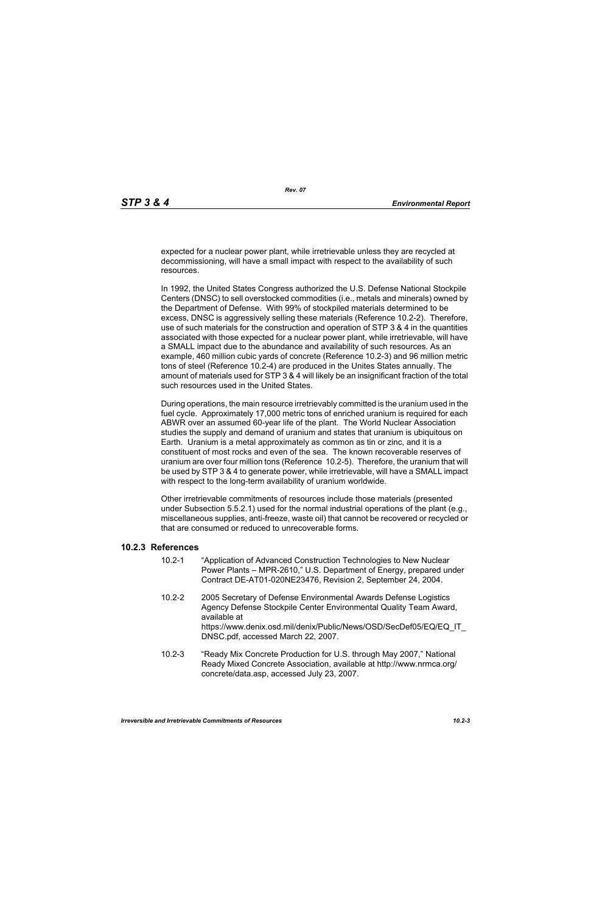expected for a nuclear power plant, while irretrievable unless they are recycled at decommissioning, will have a small impact with respect to the availability of such resources.

In 1992, the United States Congress authorized the U.S. Defense National Stockpile Centers (DNSC) to sell overstocked commodities (i.e., metals and minerals) owned by the Department of Defense. With 99% of stockpiled materials determined to be excess, DNSC is aggressively selling these materials (Reference 10.2-2). Therefore, use of such materials for the construction and operation of STP 3 & 4 in the quantities associated with those expected for a nuclear power plant, while irretrievable, will have a SMALL impact due to the abundance and availability of such resources. As an example, 460 million cubic yards of concrete (Reference 10.2-3) and 96 million metric tons of steel (Reference 10.2-4) are produced in the Unites States annually. The amount of materials used for STP 3 & 4 will likely be an insignificant fraction of the total such resources used in the United States.

During operations, the main resource irretrievably committed is the uranium used in the fuel cycle. Approximately 17,000 metric tons of enriched uranium is required for each ABWR over an assumed 60-year life of the plant. The World Nuclear Association studies the supply and demand of uranium and states that uranium is ubiquitous on Earth. Uranium is a metal approximately as common as tin or zinc, and it is a constituent of most rocks and even of the sea. The known recoverable reserves of uranium are over four million tons (Reference 10.2-5). Therefore, the uranium that will be used by STP 3 & 4 to generate power, while irretrievable, will have a SMALL impact with respect to the long-term availability of uranium worldwide.

Other irretrievable commitments of resources include those materials (presented under Subsection 5.5.2.1) used for the normal industrial operations of the plant (e.g., miscellaneous supplies, anti-freeze, waste oil) that cannot be recovered or recycled or that are consumed or reduced to unrecoverable forms.

### 10.2.3 References

10.2-1 "Application of Advanced Construction Technologies to New Nuclear Power Plants – MPR-2610," U.S. Department of Energy, prepared under Contract DE-AT01-020NE23476, Revision 2, September 24, 2004.

10.2-2 2005 Secretary of Defense Environmental Awards Defense Logistics Agency Defense Stockpile Center Environmental Quality Team Award, available at https://www.denix.osd.mil/denix/Public/News/OSD/SecDef05/EQ/EQ_IT_DNSC.pdf, accessed March 22, 2007.

10.2-3 "Ready Mix Concrete Production for U.S. through May 2007," National Ready Mixed Concrete Association, available at http://www.nrmca.org/concrete/data.asp, accessed July 23, 2007.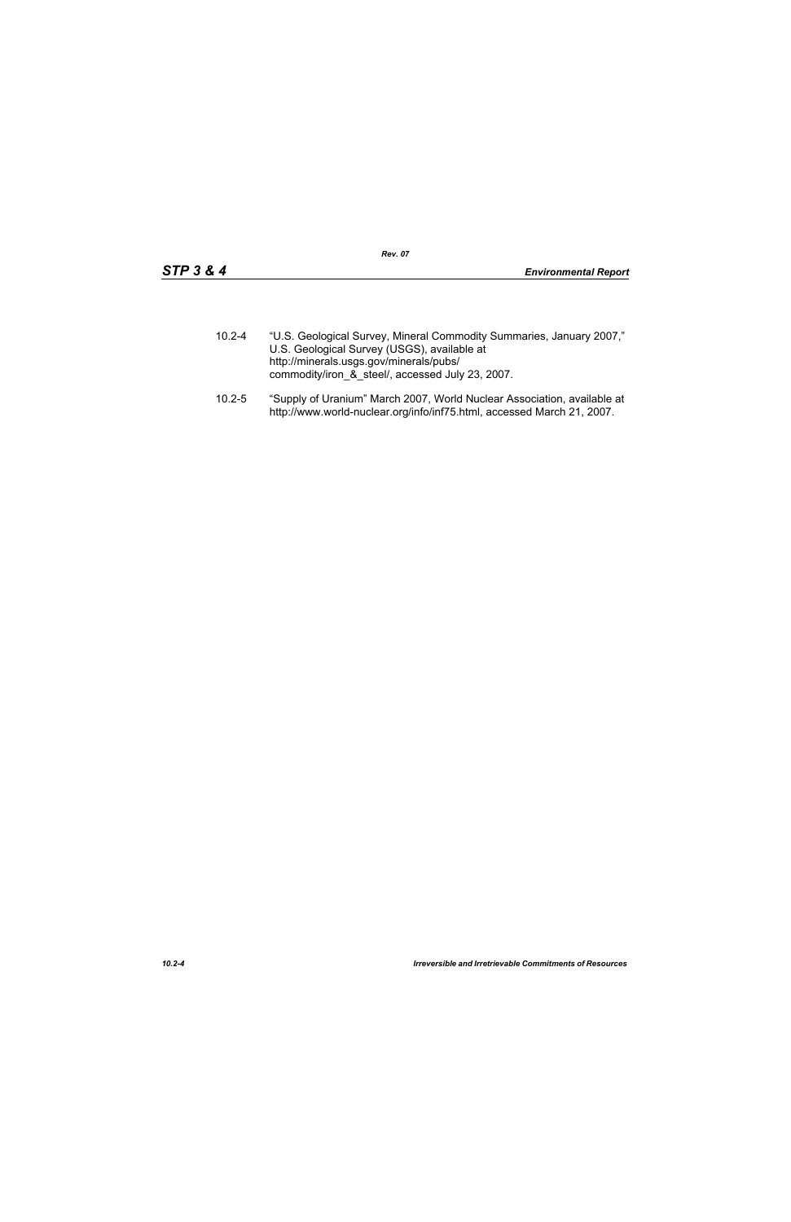10.2-4 "U.S. Geological Survey, Mineral Commodity Summaries, January 2007," U.S. Geological Survey (USGS), available at http://minerals.usgs.gov/minerals/pubs/commodity/iron_&_steel/, accessed July 23, 2007.

10.2-5 "Supply of Uranium" March 2007, World Nuclear Association, available at http://www.world-nuclear.org/info/inf75.html, accessed March 21, 2007.